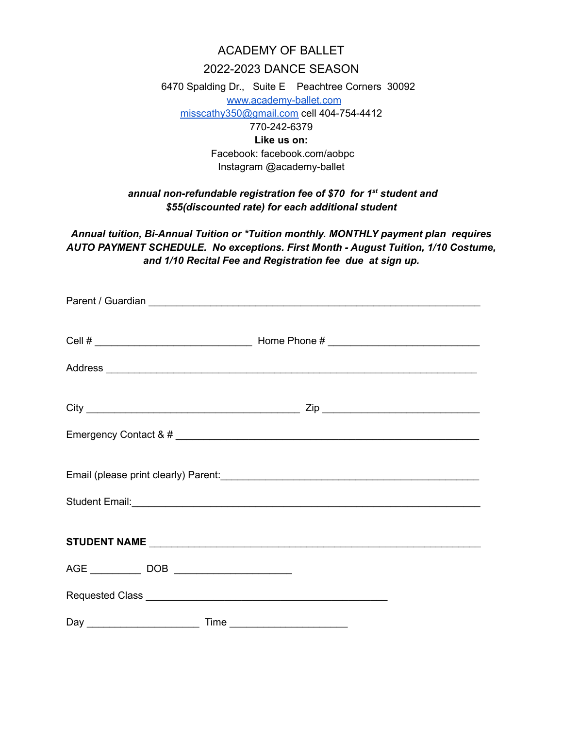# ACADEMY OF BALLET

## 2022-2023 DANCE SEASON

6470 Spalding Dr., Suite E Peachtree Corners 30092

www.academy-ballet.com

misscathy350@gmail.com cell 404-754-4412

770-242-6379

**Like us on:**

Facebook: facebook.com/aobpc

Instagram @academy-ballet

***annual non-refundable registration fee of $70 for 1st student and $55(discounted rate) for each additional student***

***Annual tuition, Bi-Annual Tuition or *Tuition monthly. MONTHLY payment plan requires AUTO PAYMENT SCHEDULE. No exceptions. First Month - August Tuition, 1/10 Costume, and 1/10 Recital Fee and Registration fee due at sign up.***

Parent / Guardian ____________________________________________________________

Cell # ____________________________ Home Phone # ___________________________

Address ____________________________________________________________________

City _______________________________________ Zip ____________________________

Emergency Contact & # ______________________________________________________

Email (please print clearly) Parent:___________________________________________

Student Email:_______________________________________________________________

**STUDENT NAME** ____________________________________________________________

AGE _________ DOB _____________________

Requested Class ____________________________________________

Day ____________________ Time ____________________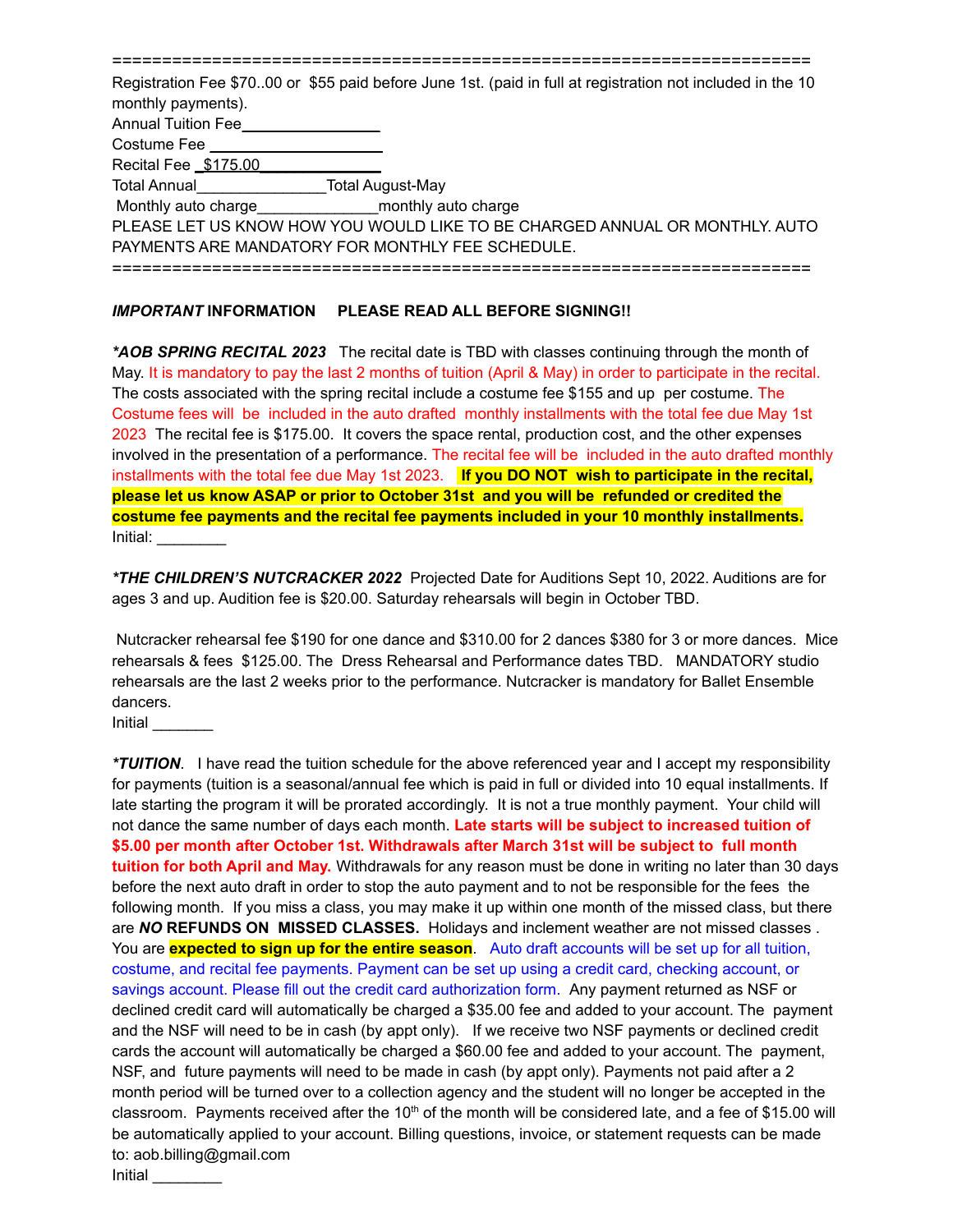======================================================================

Registration Fee $70..00 or $55 paid before June 1st. (paid in full at registration not included in the 10 monthly payments).

Annual Tuition Fee________________

Costume Fee ____________________

Recital Fee _$175.00______________

Total Annual_______________Total August-May

Monthly auto charge______________monthly auto charge

PLEASE LET US KNOW HOW YOU WOULD LIKE TO BE CHARGED ANNUAL OR MONTHLY. AUTO PAYMENTS ARE MANDATORY FOR MONTHLY FEE SCHEDULE.

======================================================================

***IMPORTANT* INFORMATION PLEASE READ ALL BEFORE SIGNING!!**

***AOB SPRING RECITAL 2023*** The recital date is TBD with classes continuing through the month of May. It is mandatory to pay the last 2 months of tuition (April & May) in order to participate in the recital. The costs associated with the spring recital include a costume fee $155 and up per costume. The Costume fees will be included in the auto drafted monthly installments with the total fee due May 1st 2023 The recital fee is $175.00. It covers the space rental, production cost, and the other expenses involved in the presentation of a performance. The recital fee will be included in the auto drafted monthly installments with the total fee due May 1st 2023. **If you DO NOT wish to participate in the recital, please let us know ASAP or prior to October 31st and you will be refunded or credited the costume fee payments and the recital fee payments included in your 10 monthly installments.**

Initial: ________

***THE CHILDREN'S NUTCRACKER 2022*** Projected Date for Auditions Sept 10, 2022. Auditions are for ages 3 and up. Audition fee is $20.00. Saturday rehearsals will begin in October TBD.

Nutcracker rehearsal fee $190 for one dance and $310.00 for 2 dances $380 for 3 or more dances. Mice rehearsals & fees $125.00. The Dress Rehearsal and Performance dates TBD. MANDATORY studio rehearsals are the last 2 weeks prior to the performance. Nutcracker is mandatory for Ballet Ensemble dancers.

Initial _______

***TUITION***. I have read the tuition schedule for the above referenced year and I accept my responsibility for payments (tuition is a seasonal/annual fee which is paid in full or divided into 10 equal installments. If late starting the program it will be prorated accordingly. It is not a true monthly payment. Your child will not dance the same number of days each month. **Late starts will be subject to increased tuition of $5.00 per month after October 1st. Withdrawals after March 31st will be subject to full month tuition for both April and May.** Withdrawals for any reason must be done in writing no later than 30 days before the next auto draft in order to stop the auto payment and to not be responsible for the fees the following month. If you miss a class, you may make it up within one month of the missed class, but there are ***NO* REFUNDS ON MISSED CLASSES.** Holidays and inclement weather are not missed classes . You are **expected to sign up for the entire season**. Auto draft accounts will be set up for all tuition, costume, and recital fee payments. Payment can be set up using a credit card, checking account, or savings account. Please fill out the credit card authorization form. Any payment returned as NSF or declined credit card will automatically be charged a $35.00 fee and added to your account. The payment and the NSF will need to be in cash (by appt only). If we receive two NSF payments or declined credit cards the account will automatically be charged a $60.00 fee and added to your account. The payment, NSF, and future payments will need to be made in cash (by appt only). Payments not paid after a 2 month period will be turned over to a collection agency and the student will no longer be accepted in the classroom. Payments received after the 10th of the month will be considered late, and a fee of $15.00 will be automatically applied to your account. Billing questions, invoice, or statement requests can be made to: aob.billing@gmail.com

Initial ________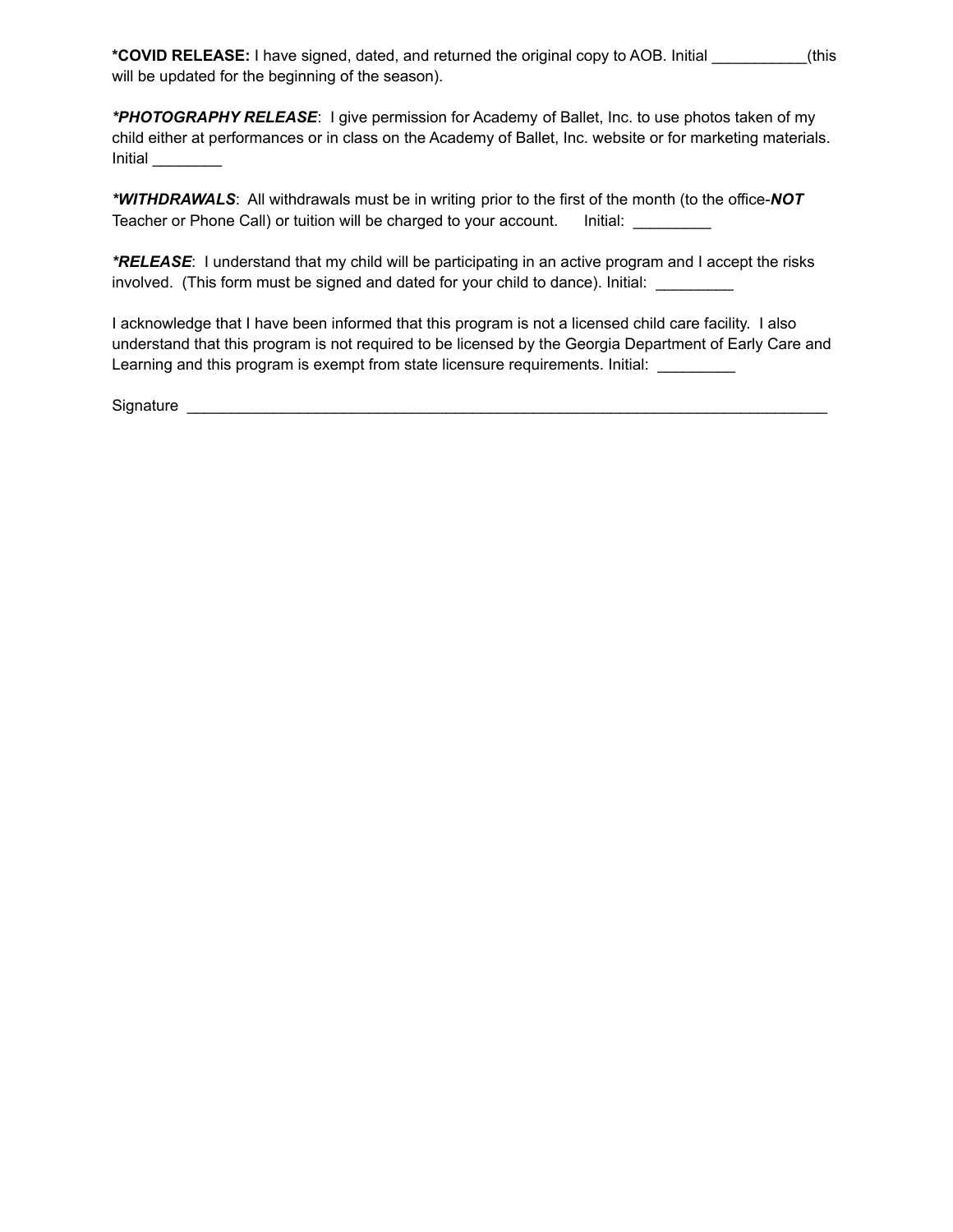**\*COVID RELEASE:** I have signed, dated, and returned the original copy to AOB. Initial ___________(this will be updated for the beginning of the season).

***\*PHOTOGRAPHY RELEASE***: I give permission for Academy of Ballet, Inc. to use photos taken of my child either at performances or in class on the Academy of Ballet, Inc. website or for marketing materials. Initial ________

***\*WITHDRAWALS***: All withdrawals must be in writing prior to the first of the month (to the office-***NOT*** Teacher or Phone Call) or tuition will be charged to your account. Initial: _________

***\*RELEASE***: I understand that my child will be participating in an active program and I accept the risks involved. (This form must be signed and dated for your child to dance). Initial: _________

I acknowledge that I have been informed that this program is not a licensed child care facility. I also understand that this program is not required to be licensed by the Georgia Department of Early Care and Learning and this program is exempt from state licensure requirements. Initial: _________

Signature ________________________________________________________________________________